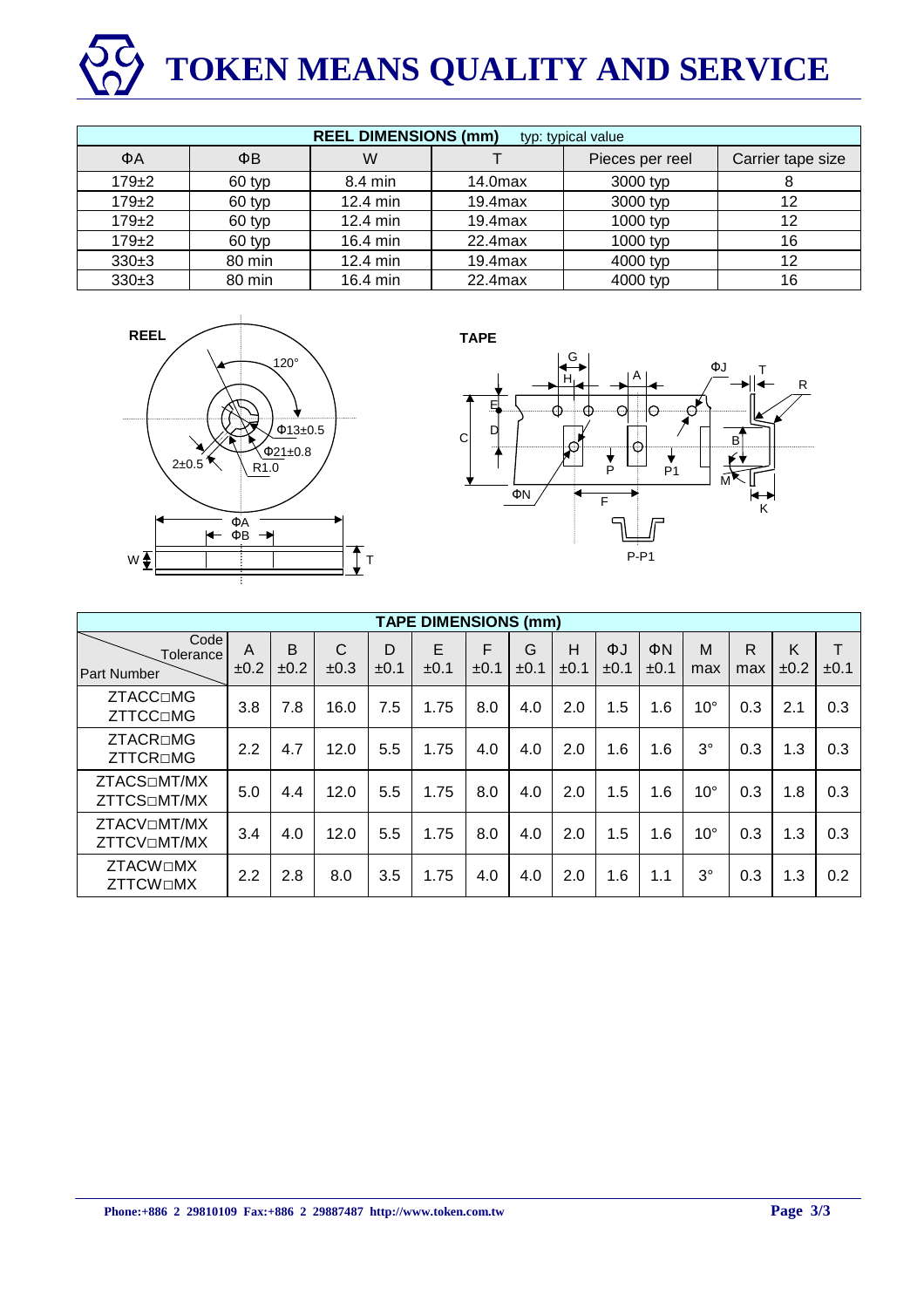# TOKEN MEANS QUALITY AND SERVICE

| **REEL DIMENSIONS (mm)** typ: typical value | | | | | |
|---|---|---|---|---|---|
| ΦA | ΦB | W | T | Pieces per reel | Carrier tape size |
| 179±2 | 60 typ | 8.4 min | 14.0max | 3000 typ | 8 |
| 179±2 | 60 typ | 12.4 min | 19.4max | 3000 typ | 12 |
| 179±2 | 60 typ | 12.4 min | 19.4max | 1000 typ | 12 |
| 179±2 | 60 typ | 16.4 min | 22.4max | 1000 typ | 16 |
| 330±3 | 80 min | 12.4 min | 19.4max | 4000 typ | 12 |
| 330±3 | 80 min | 16.4 min | 22.4max | 4000 typ | 16 |

**REEL**

120°, Φ13±0.5, Φ21±0.8, 2±0.5, R1.0, ΦA, ΦB, W, T

**TAPE**

G, H, A, ΦJ, T, R, E, C, D, B, P, P1, M, ΦN, F, K, P-P1

| **TAPE DIMENSIONS (mm)** | | | | | | | | | | | | | | |
|---|---|---|---|---|---|---|---|---|---|---|---|---|---|---|
| Code / Tolerance / Part Number | A ±0.2 | B ±0.2 | C ±0.3 | D ±0.1 | E ±0.1 | F ±0.1 | G ±0.1 | H ±0.1 | ΦJ ±0.1 | ΦN ±0.1 | M max | R max | K ±0.2 | T ±0.1 |
| ZTACC□MG ZTTCC□MG | 3.8 | 7.8 | 16.0 | 7.5 | 1.75 | 8.0 | 4.0 | 2.0 | 1.5 | 1.6 | 10° | 0.3 | 2.1 | 0.3 |
| ZTACR□MG ZTTCR□MG | 2.2 | 4.7 | 12.0 | 5.5 | 1.75 | 4.0 | 4.0 | 2.0 | 1.6 | 1.6 | 3° | 0.3 | 1.3 | 0.3 |
| ZTACS□MT/MX ZTTCS□MT/MX | 5.0 | 4.4 | 12.0 | 5.5 | 1.75 | 8.0 | 4.0 | 2.0 | 1.5 | 1.6 | 10° | 0.3 | 1.8 | 0.3 |
| ZTACV□MT/MX ZTTCV□MT/MX | 3.4 | 4.0 | 12.0 | 5.5 | 1.75 | 8.0 | 4.0 | 2.0 | 1.5 | 1.6 | 10° | 0.3 | 1.3 | 0.3 |
| ZTACW□MX ZTTCW□MX | 2.2 | 2.8 | 8.0 | 3.5 | 1.75 | 4.0 | 4.0 | 2.0 | 1.6 | 1.1 | 3° | 0.3 | 1.3 | 0.2 |

Phone:+886 2 29810109 Fax:+886 2 29887487 http://www.token.com.tw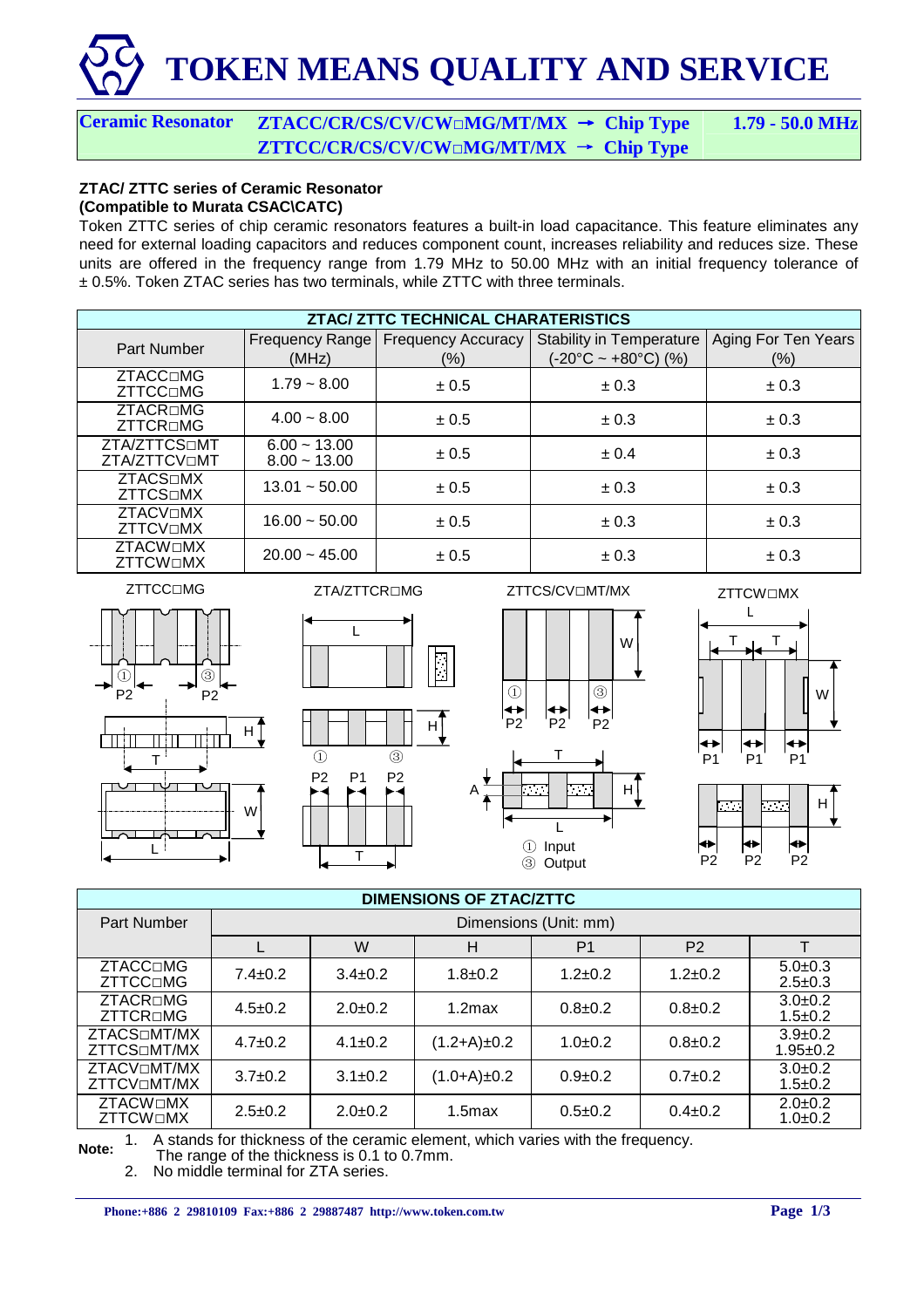# TOKEN MEANS QUALITY AND SERVICE

| Ceramic Resonator | ZTACC/CR/CS/CV/CW□MG/MT/MX → Chip Type<br>ZTTCC/CR/CS/CV/CW□MG/MT/MX → Chip Type | 1.79 - 50.0 MHz |
|---|---|---|

**ZTAC/ ZTTC series of Ceramic Resonator**
**(Compatible to Murata CSAC\CATC)**

Token ZTTC series of chip ceramic resonators features a built-in load capacitance. This feature eliminates any need for external loading capacitors and reduces component count, increases reliability and reduces size. These units are offered in the frequency range from 1.79 MHz to 50.00 MHz with an initial frequency tolerance of ± 0.5%. Token ZTAC series has two terminals, while ZTTC with three terminals.

**ZTAC/ ZTTC TECHNICAL CHARATERISTICS**

| Part Number | Frequency Range (MHz) | Frequency Accuracy (%) | Stability in Temperature (-20°C ~ +80°C) (%) | Aging For Ten Years (%) |
|---|---|---|---|---|
| ZTACC□MG<br>ZTTCC□MG | 1.79 ~ 8.00 | ± 0.5 | ± 0.3 | ± 0.3 |
| ZTACR□MG<br>ZTTCR□MG | 4.00 ~ 8.00 | ± 0.5 | ± 0.3 | ± 0.3 |
| ZTA/ZTTCS□MT<br>ZTA/ZTTCV□MT | 6.00 ~ 13.00<br>8.00 ~ 13.00 | ± 0.5 | ± 0.4 | ± 0.3 |
| ZTACS□MX<br>ZTTCS□MX | 13.01 ~ 50.00 | ± 0.5 | ± 0.3 | ± 0.3 |
| ZTACV□MX<br>ZTTCV□MX | 16.00 ~ 50.00 | ± 0.5 | ± 0.3 | ± 0.3 |
| ZTACW□MX<br>ZTTCW□MX | 20.00 ~ 45.00 | ± 0.5 | ± 0.3 | ± 0.3 |

ZTTCC□MG — ZTA/ZTTCR□MG — ZTTCS/CV□MT/MX — ZTTCW□MX

① Input
③ Output

**DIMENSIONS OF ZTAC/ZTTC**

| Part Number | Dimensions (Unit: mm) | | | | | |
|---|---|---|---|---|---|---|
| | L | W | H | P1 | P2 | T |
| ZTACC□MG<br>ZTTCC□MG | 7.4±0.2 | 3.4±0.2 | 1.8±0.2 | 1.2±0.2 | 1.2±0.2 | 5.0±0.3<br>2.5±0.3 |
| ZTACR□MG<br>ZTTCR□MG | 4.5±0.2 | 2.0±0.2 | 1.2max | 0.8±0.2 | 0.8±0.2 | 3.0±0.2<br>1.5±0.2 |
| ZTACS□MT/MX<br>ZTTCS□MT/MX | 4.7±0.2 | 4.1±0.2 | (1.2+A)±0.2 | 1.0±0.2 | 0.8±0.2 | 3.9±0.2<br>1.95±0.2 |
| ZTACV□MT/MX<br>ZTTCV□MT/MX | 3.7±0.2 | 3.1±0.2 | (1.0+A)±0.2 | 0.9±0.2 | 0.7±0.2 | 3.0±0.2<br>1.5±0.2 |
| ZTACW□MX<br>ZTTCW□MX | 2.5±0.2 | 2.0±0.2 | 1.5max | 0.5±0.2 | 0.4±0.2 | 2.0±0.2<br>1.0±0.2 |

**Note:**
1. A stands for thickness of the ceramic element, which varies with the frequency. The range of the thickness is 0.1 to 0.7mm.
2. No middle terminal for ZTA series.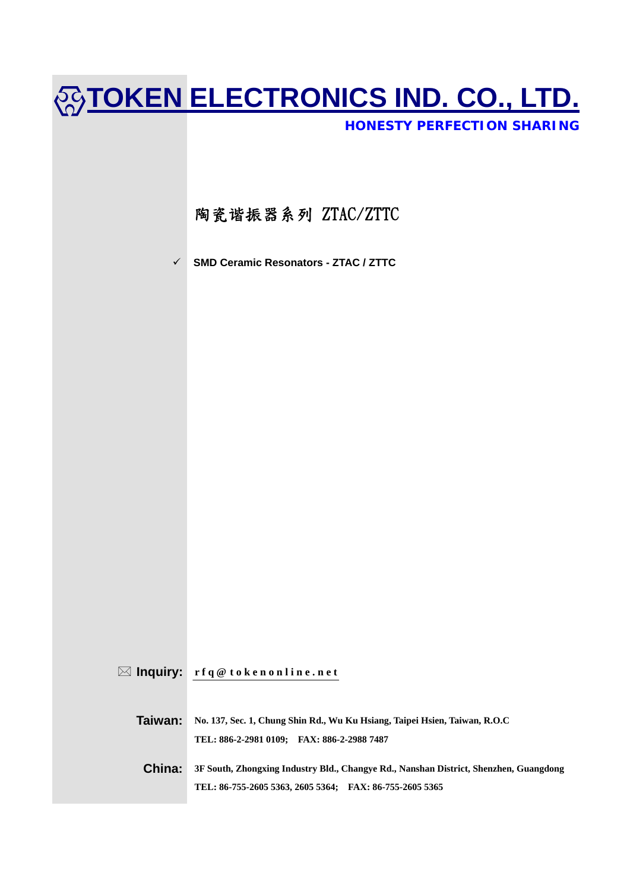# TOKEN ELECTRONICS IND. CO., LTD.

**HONESTY PERFECTION SHARING**

## 陶瓷谐振器系列 ZTAC/ZTTC

- ✓ **SMD Ceramic Resonators - ZTAC / ZTTC**

**Inquiry:** rfq@tokenonline.net

**Taiwan:** No. 137, Sec. 1, Chung Shin Rd., Wu Ku Hsiang, Taipei Hsien, Taiwan, R.O.C
TEL: 886-2-2981 0109; FAX: 886-2-2988 7487

**China:** 3F South, Zhongxing Industry Bld., Changye Rd., Nanshan District, Shenzhen, Guangdong
TEL: 86-755-2605 5363, 2605 5364; FAX: 86-755-2605 5365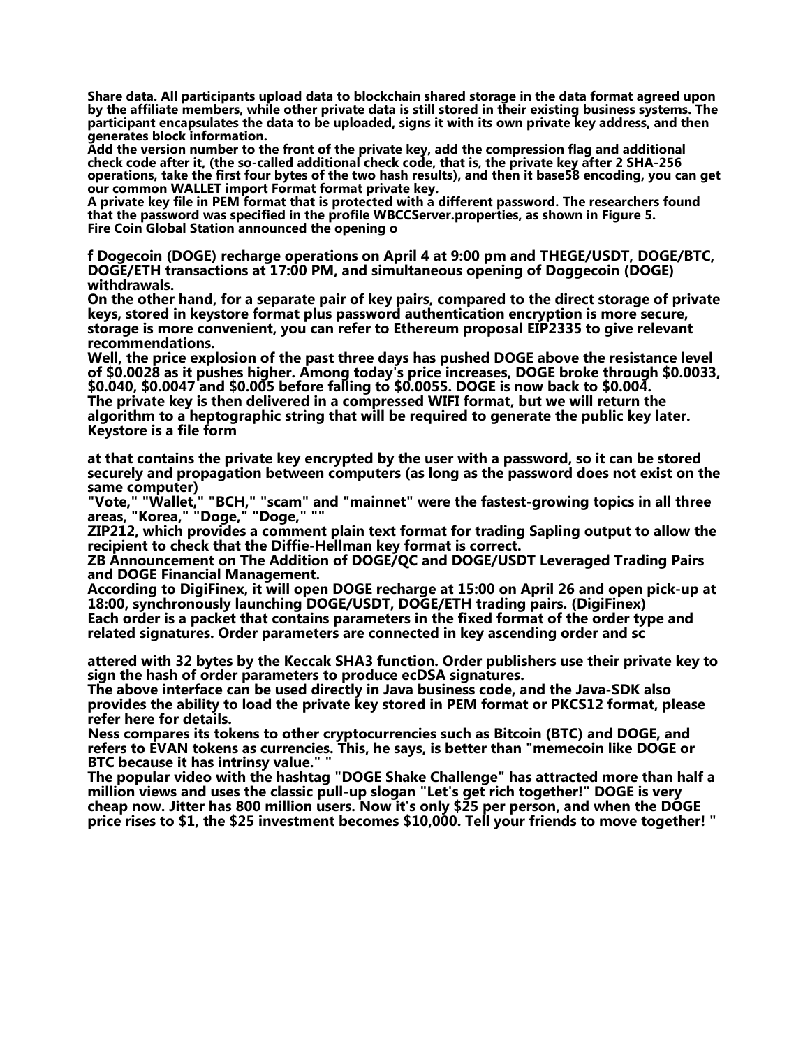Share data. All participants upload data to blockchain shared storage in the data format agreed upon by the affiliate members, while other private data is still stored in their existing business systems. The participant encapsulates the data to be uploaded, signs it with its own private key address, and then generates block information.
Add the version number to the front of the private key, add the compression flag and additional check code after it, (the so-called additional check code, that is, the private key after 2 SHA-256 operations, take the first four bytes of the two hash results), and then it base58 encoding, you can get our common WALLET import Format format private key.
A private key file in PEM format that is protected with a different password. The researchers found that the password was specified in the profile WBCCServer.properties, as shown in Figure 5.
Fire Coin Global Station announced the opening o

f Dogecoin (DOGE) recharge operations on April 4 at 9:00 pm and THEGE/USDT, DOGE/BTC, DOGE/ETH transactions at 17:00 PM, and simultaneous opening of Doggecoin (DOGE) withdrawals.
On the other hand, for a separate pair of key pairs, compared to the direct storage of private keys, stored in keystore format plus password authentication encryption is more secure, storage is more convenient, you can refer to Ethereum proposal EIP2335 to give relevant recommendations.
Well, the price explosion of the past three days has pushed DOGE above the resistance level of $0.0028 as it pushes higher. Among today's price increases, DOGE broke through $0.0033, $0.040, $0.0047 and $0.005 before falling to $0.0055. DOGE is now back to $0.004.
The private key is then delivered in a compressed WIFI format, but we will return the algorithm to a heptographic string that will be required to generate the public key later.
Keystore is a file form

at that contains the private key encrypted by the user with a password, so it can be stored securely and propagation between computers (as long as the password does not exist on the same computer)
"Vote," "Wallet," "BCH," "scam" and "mainnet" were the fastest-growing topics in all three areas, "Korea," "Doge," "Doge," ""
ZIP212, which provides a comment plain text format for trading Sapling output to allow the recipient to check that the Diffie-Hellman key format is correct.
ZB Announcement on The Addition of DOGE/QC and DOGE/USDT Leveraged Trading Pairs and DOGE Financial Management.
According to DigiFinex, it will open DOGE recharge at 15:00 on April 26 and open pick-up at 18:00, synchronously launching DOGE/USDT, DOGE/ETH trading pairs. (DigiFinex)
Each order is a packet that contains parameters in the fixed format of the order type and related signatures. Order parameters are connected in key ascending order and sc

attered with 32 bytes by the Keccak SHA3 function. Order publishers use their private key to sign the hash of order parameters to produce ecDSA signatures.
The above interface can be used directly in Java business code, and the Java-SDK also provides the ability to load the private key stored in PEM format or PKCS12 format, please refer here for details.
Ness compares its tokens to other cryptocurrencies such as Bitcoin (BTC) and DOGE, and refers to EVAN tokens as currencies. This, he says, is better than "memecoin like DOGE or BTC because it has intrinsy value." "
The popular video with the hashtag "DOGE Shake Challenge" has attracted more than half a million views and uses the classic pull-up slogan "Let's get rich together!" DOGE is very cheap now. Jitter has 800 million users. Now it's only $25 per person, and when the DOGE price rises to $1, the $25 investment becomes $10,000. Tell your friends to move together! "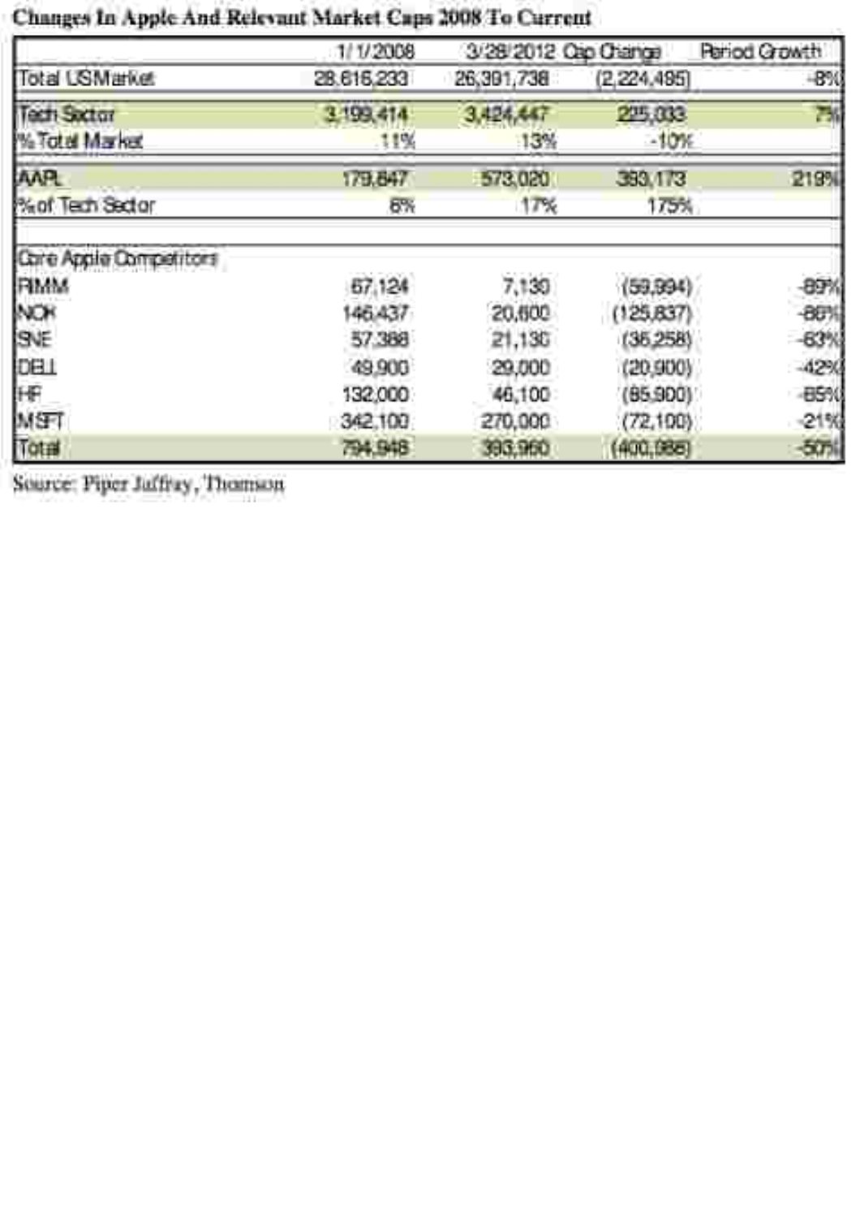**Changes In Apple And Relevant Market Caps 2008 To Current**

| | 1/1/2008 | 3/28/2012 | Cap Change | Period Growth |
|---|---|---|---|---|
| Total US Market | 28,616,233 | 26,391,738 | (2,224,495) | -8% |
| Tech Sector | 3,199,414 | 3,424,447 | 225,033 | 7% |
| % Total Market | 11% | 13% | -10% | |
| AAPL | 179,847 | 573,020 | 393,173 | 219% |
| % of Tech Sector | 6% | 17% | 175% | |
| | | | | |
| Core Apple Competitors | | | | |
| RIMM | 67,124 | 7,130 | (59,994) | -89% |
| NOK | 146,437 | 20,600 | (125,837) | -86% |
| SNE | 57,388 | 21,130 | (36,258) | -63% |
| DELL | 49,900 | 29,000 | (20,900) | -42% |
| HP | 132,000 | 46,100 | (85,900) | -65% |
| MSFT | 342,100 | 270,000 | (72,100) | -21% |
| Total | 794,948 | 393,960 | (400,988) | -50% |

Source: Piper Jaffray, Thomson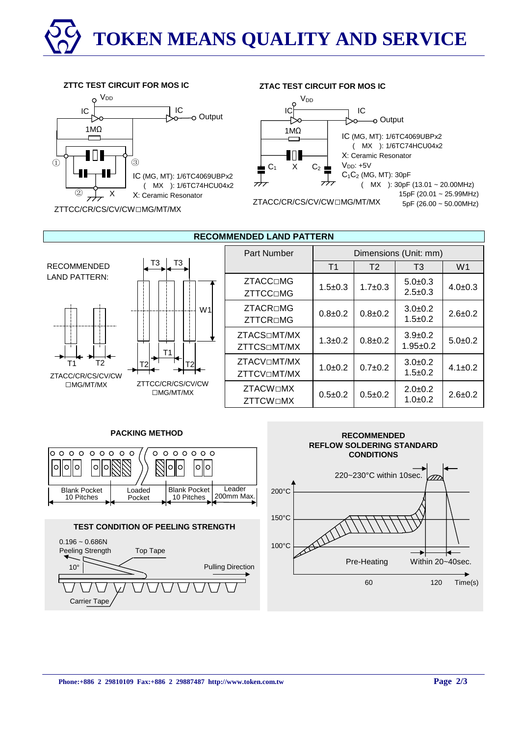# TOKEN MEANS QUALITY AND SERVICE

**ZTTC TEST CIRCUIT FOR MOS IC**

$V_{DD}$

IC

IC

Output

1MΩ

①

③

②

X

IC (MG, MT): 1/6TC4069UBPx2
( MX ): 1/6TC74HCU04x2
X: Ceramic Resonator

ZTTCC/CR/CS/CV/CW□MG/MT/MX

**ZTAC TEST CIRCUIT FOR MOS IC**

$V_{DD}$

IC

IC

Output

1MΩ

$C_1$

X

$C_2$

IC (MG, MT): 1/6TC4069UBPx2
( MX ): 1/6TC74HCU04x2
X: Ceramic Resonator
$V_{DD}$: +5V
$C_1C_2$ (MG, MT): 30pF
( MX ): 30pF (13.01 ~ 20.00MHz)
15pF (20.01 ~ 25.99MHz)
5pF (26.00 ~ 50.00MHz)

ZTACC/CR/CS/CV/CW□MG/MT/MX

## RECOMMENDED LAND PATTERN

RECOMMENDED LAND PATTERN:

T1 T2

ZTACC/CR/CS/CV/CW □MG/MT/MX

T3 T3 W1 T1 T2 T2

ZTTCC/CR/CS/CV/CW □MG/MT/MX

| Part Number | Dimensions (Unit: mm) | | | |
|---|---|---|---|---|
| | T1 | T2 | T3 | W1 |
| ZTACC□MG ZTTCC□MG | 1.5±0.3 | 1.7±0.3 | 5.0±0.3 2.5±0.3 | 4.0±0.3 |
| ZTACR□MG ZTTCR□MG | 0.8±0.2 | 0.8±0.2 | 3.0±0.2 1.5±0.2 | 2.6±0.2 |
| ZTACS□MT/MX ZTTCS□MT/MX | 1.3±0.2 | 0.8±0.2 | 3.9±0.2 1.95±0.2 | 5.0±0.2 |
| ZTACV□MT/MX ZTTCV□MT/MX | 1.0±0.2 | 0.7±0.2 | 3.0±0.2 1.5±0.2 | 4.1±0.2 |
| ZTACW□MX ZTTCW□MX | 0.5±0.2 | 0.5±0.2 | 2.0±0.2 1.0±0.2 | 2.6±0.2 |

**PACKING METHOD**

Blank Pocket 10 Pitches

Loaded Pocket

Blank Pocket 10 Pitches

Leader 200mm Max.

**TEST CONDITION OF PEELING STRENGTH**

0.196 ~ 0.686N
Peeling Strength

Top Tape

10°

Pulling Direction

Carrier Tape

**RECOMMENDED REFLOW SOLDERING STANDARD CONDITIONS**

220~230°C within 10sec.

200°C

150°C

100°C

Pre-Heating

Within 20~40sec.

60

120

Time(s)

Phone:+886 2 29810109 Fax:+886 2 29887487 http://www.token.com.tw